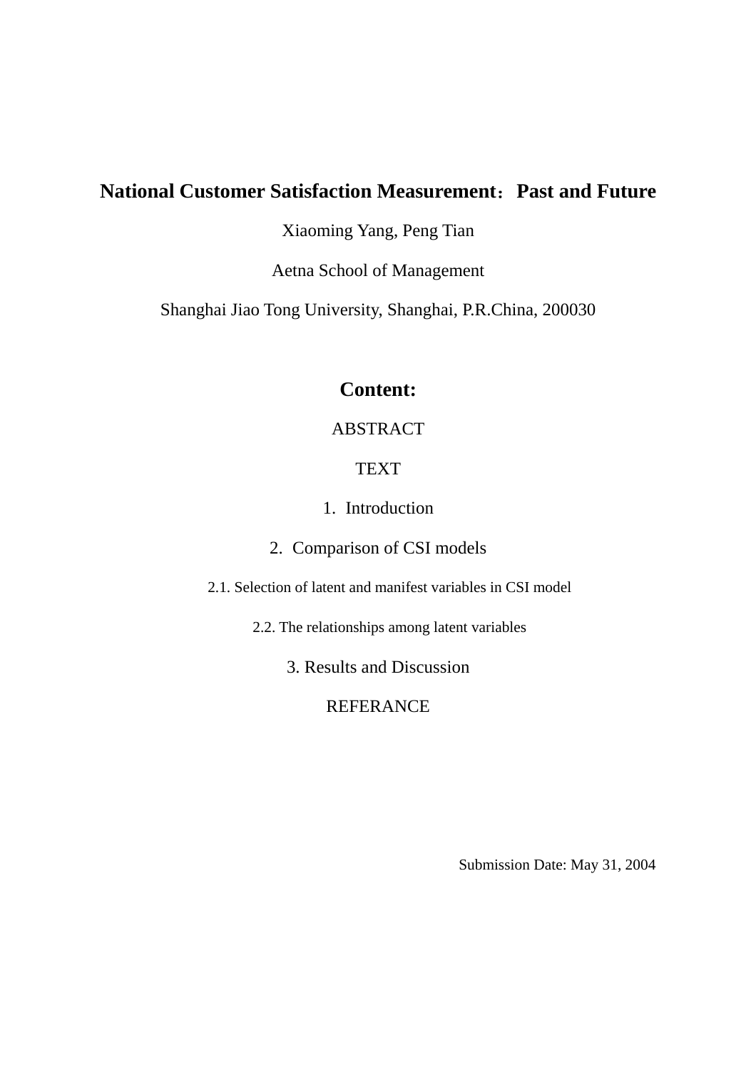# National Customer Satisfaction Measurement：Past and Future

Xiaoming Yang, Peng Tian

Aetna School of Management

Shanghai Jiao Tong University, Shanghai, P.R.China, 200030

## Content:

ABSTRACT

TEXT

1. Introduction

2. Comparison of CSI models

2.1. Selection of latent and manifest variables in CSI model

2.2. The relationships among latent variables

3. Results and Discussion

REFERANCE

Submission Date: May 31, 2004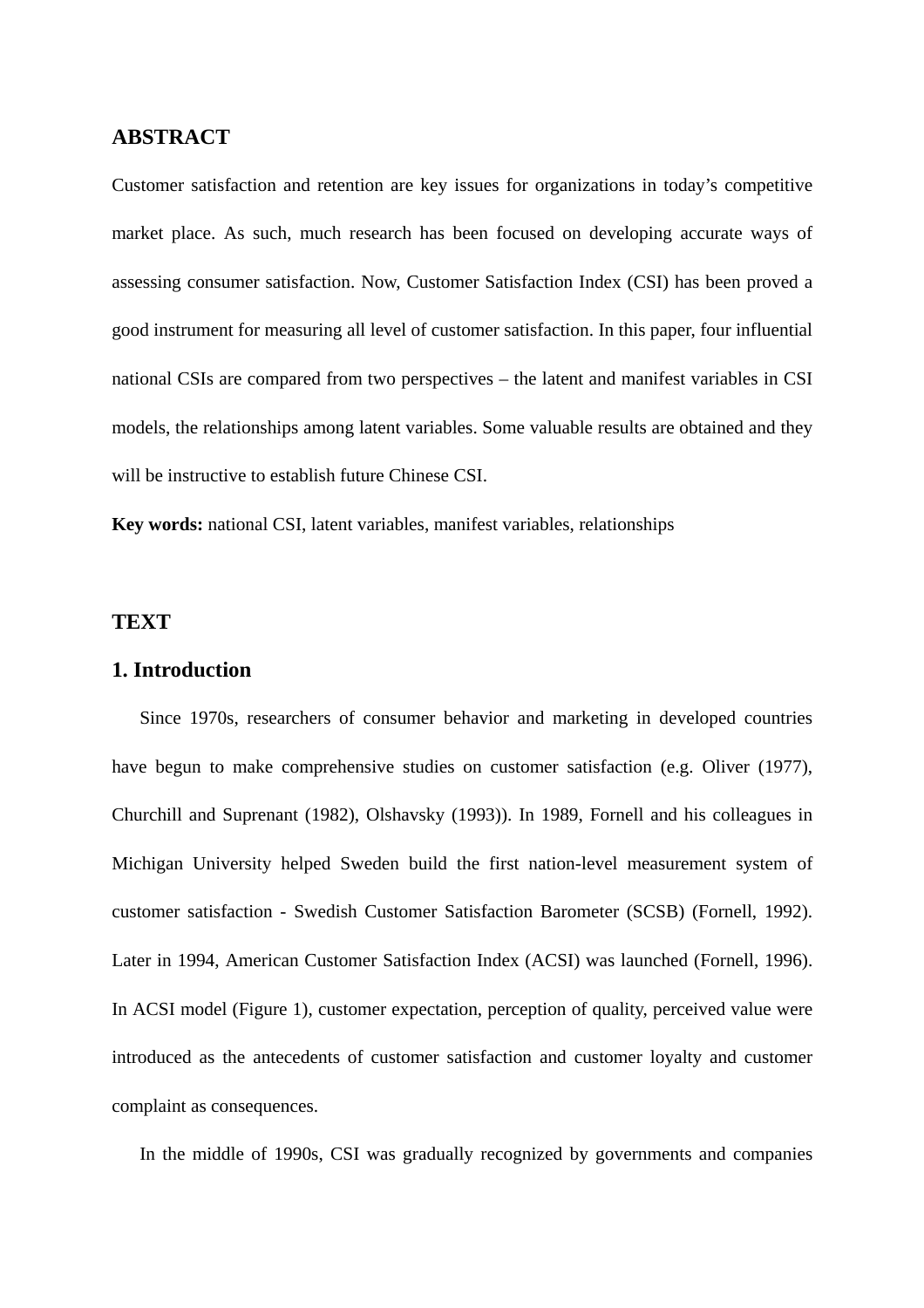## ABSTRACT

Customer satisfaction and retention are key issues for organizations in today's competitive market place. As such, much research has been focused on developing accurate ways of assessing consumer satisfaction. Now, Customer Satisfaction Index (CSI) has been proved a good instrument for measuring all level of customer satisfaction. In this paper, four influential national CSIs are compared from two perspectives – the latent and manifest variables in CSI models, the relationships among latent variables. Some valuable results are obtained and they will be instructive to establish future Chinese CSI.

**Key words:** national CSI, latent variables, manifest variables, relationships

## TEXT

## 1. Introduction

Since 1970s, researchers of consumer behavior and marketing in developed countries have begun to make comprehensive studies on customer satisfaction (e.g. Oliver (1977), Churchill and Suprenant (1982), Olshavsky (1993)). In 1989, Fornell and his colleagues in Michigan University helped Sweden build the first nation-level measurement system of customer satisfaction - Swedish Customer Satisfaction Barometer (SCSB) (Fornell, 1992). Later in 1994, American Customer Satisfaction Index (ACSI) was launched (Fornell, 1996). In ACSI model (Figure 1), customer expectation, perception of quality, perceived value were introduced as the antecedents of customer satisfaction and customer loyalty and customer complaint as consequences.

In the middle of 1990s, CSI was gradually recognized by governments and companies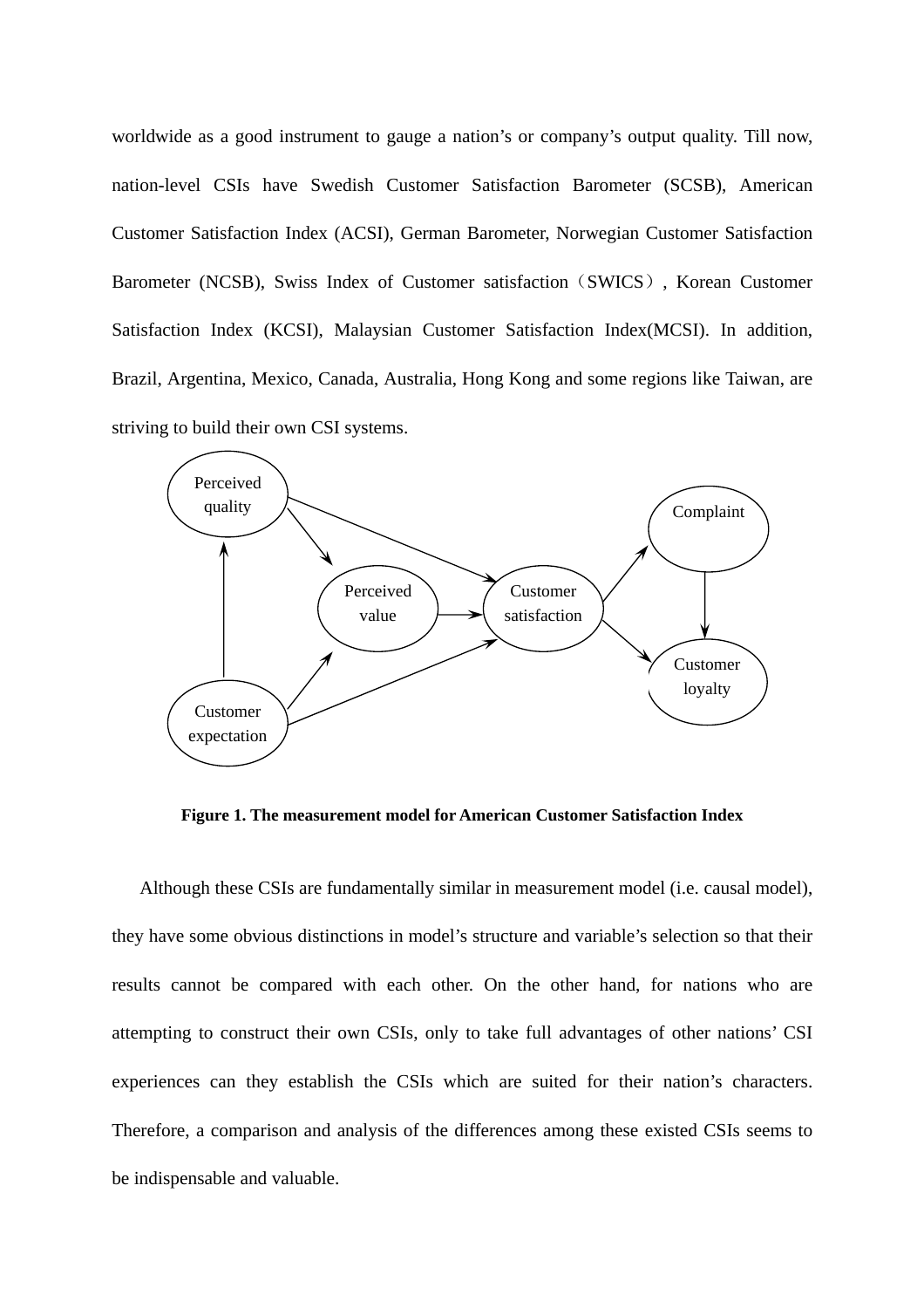worldwide as a good instrument to gauge a nation's or company's output quality. Till now, nation-level CSIs have Swedish Customer Satisfaction Barometer (SCSB), American Customer Satisfaction Index (ACSI), German Barometer, Norwegian Customer Satisfaction Barometer (NCSB), Swiss Index of Customer satisfaction（SWICS）, Korean Customer Satisfaction Index (KCSI), Malaysian Customer Satisfaction Index(MCSI). In addition, Brazil, Argentina, Mexico, Canada, Australia, Hong Kong and some regions like Taiwan, are striving to build their own CSI systems.

Perceived quality

Complaint

Perceived value

Customer satisfaction

Customer loyalty

Customer expectation

**Figure 1. The measurement model for American Customer Satisfaction Index**

Although these CSIs are fundamentally similar in measurement model (i.e. causal model), they have some obvious distinctions in model's structure and variable's selection so that their results cannot be compared with each other. On the other hand, for nations who are attempting to construct their own CSIs, only to take full advantages of other nations' CSI experiences can they establish the CSIs which are suited for their nation's characters. Therefore, a comparison and analysis of the differences among these existed CSIs seems to be indispensable and valuable.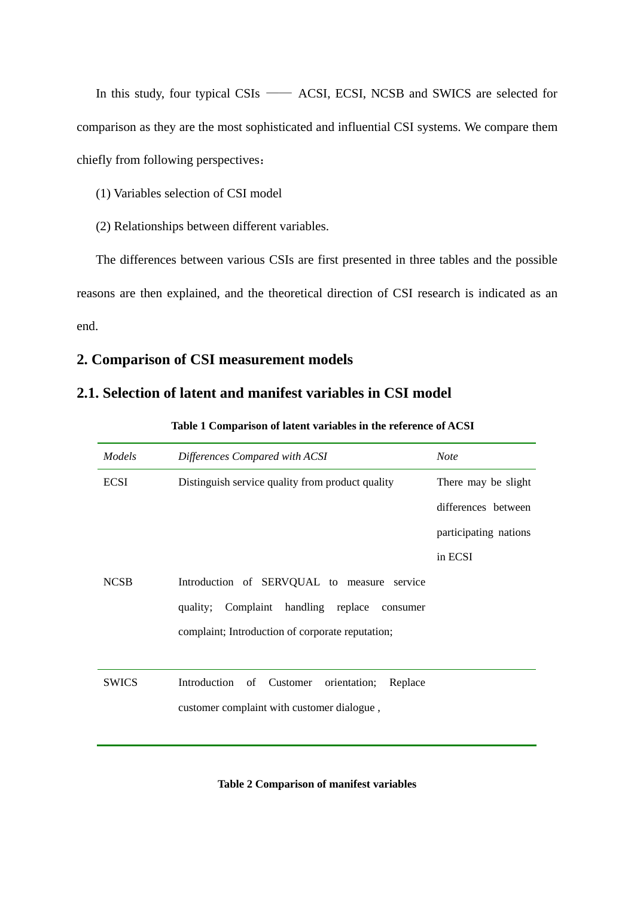In this study, four typical CSIs —— ACSI, ECSI, NCSB and SWICS are selected for comparison as they are the most sophisticated and influential CSI systems. We compare them chiefly from following perspectives：

(1) Variables selection of CSI model

(2) Relationships between different variables.

The differences between various CSIs are first presented in three tables and the possible reasons are then explained, and the theoretical direction of CSI research is indicated as an end.

## 2. Comparison of CSI measurement models

## 2.1. Selection of latent and manifest variables in CSI model

**Table 1 Comparison of latent variables in the reference of ACSI**

| *Models* | *Differences Compared with ACSI* | *Note* |
| --- | --- | --- |
| ECSI | Distinguish service quality from product quality | There may be slight differences between participating nations in ECSI |
| NCSB | Introduction of SERVQUAL to measure service quality; Complaint handling replace consumer complaint; Introduction of corporate reputation; | |
| SWICS | Introduction of Customer orientation; Replace customer complaint with customer dialogue , | |

**Table 2 Comparison of manifest variables**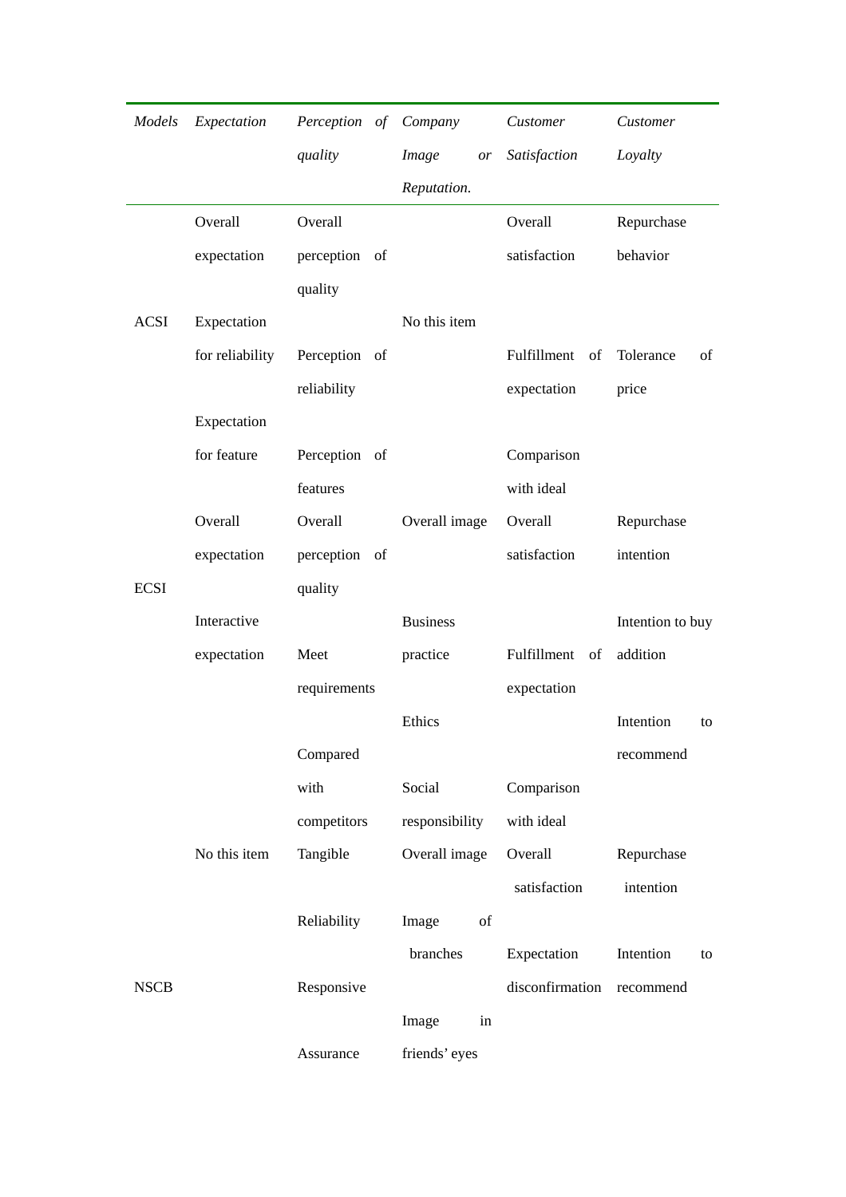| *Models* | *Expectation* | *Perception of quality* | *Company Image or Reputation.* | *Customer Satisfaction* | *Customer Loyalty* |
|---|---|---|---|---|---|
| ACSI | Overall expectation | Overall perception of quality | No this item | Overall satisfaction | Repurchase behavior |
| | Expectation for reliability | Perception of reliability | | Fulfillment of expectation | Tolerance of price |
| | Expectation for feature | Perception of features | | Comparison with ideal | |
| ECSI | Overall expectation | Overall perception of quality | Overall image | Overall satisfaction | Repurchase intention |
| | Interactive expectation | Meet requirements | Business practice | Fulfillment of expectation | Intention to buy addition |
| | | Compared with competitors | Ethics | | Intention to recommend |
| | | | Social responsibility | Comparison with ideal | |
| NSCB | No this item | Tangible | Overall image | Overall satisfaction | Repurchase intention |
| | | Reliability | Image of branches | Expectation disconfirmation | Intention to recommend |
| | | Responsive | Image in friends' eyes | | |
| | | Assurance | | | |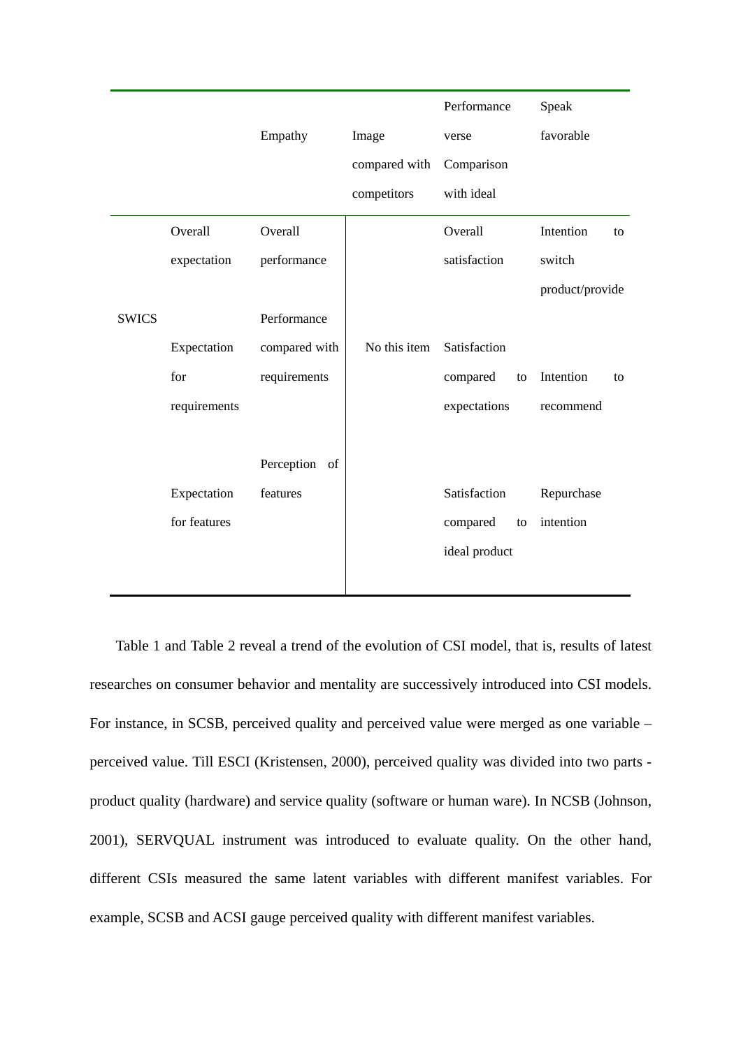| | | | | | |
|---|---|---|---|---|---|
| | | Empathy | Image compared with competitors | Performance verse Comparison with ideal | Speak favorable |
| SWICS | Overall expectation | Overall performance | No this item | Overall satisfaction | Intention to switch product/provide |
| | Expectation for requirements | Performance compared with requirements | | Satisfaction compared to expectations | Intention to recommend |
| | Expectation for features | Perception of features | | Satisfaction compared to ideal product | Repurchase intention |

Table 1 and Table 2 reveal a trend of the evolution of CSI model, that is, results of latest researches on consumer behavior and mentality are successively introduced into CSI models. For instance, in SCSB, perceived quality and perceived value were merged as one variable – perceived value. Till ESCI (Kristensen, 2000), perceived quality was divided into two parts - product quality (hardware) and service quality (software or human ware). In NCSB (Johnson, 2001), SERVQUAL instrument was introduced to evaluate quality. On the other hand, different CSIs measured the same latent variables with different manifest variables. For example, SCSB and ACSI gauge perceived quality with different manifest variables.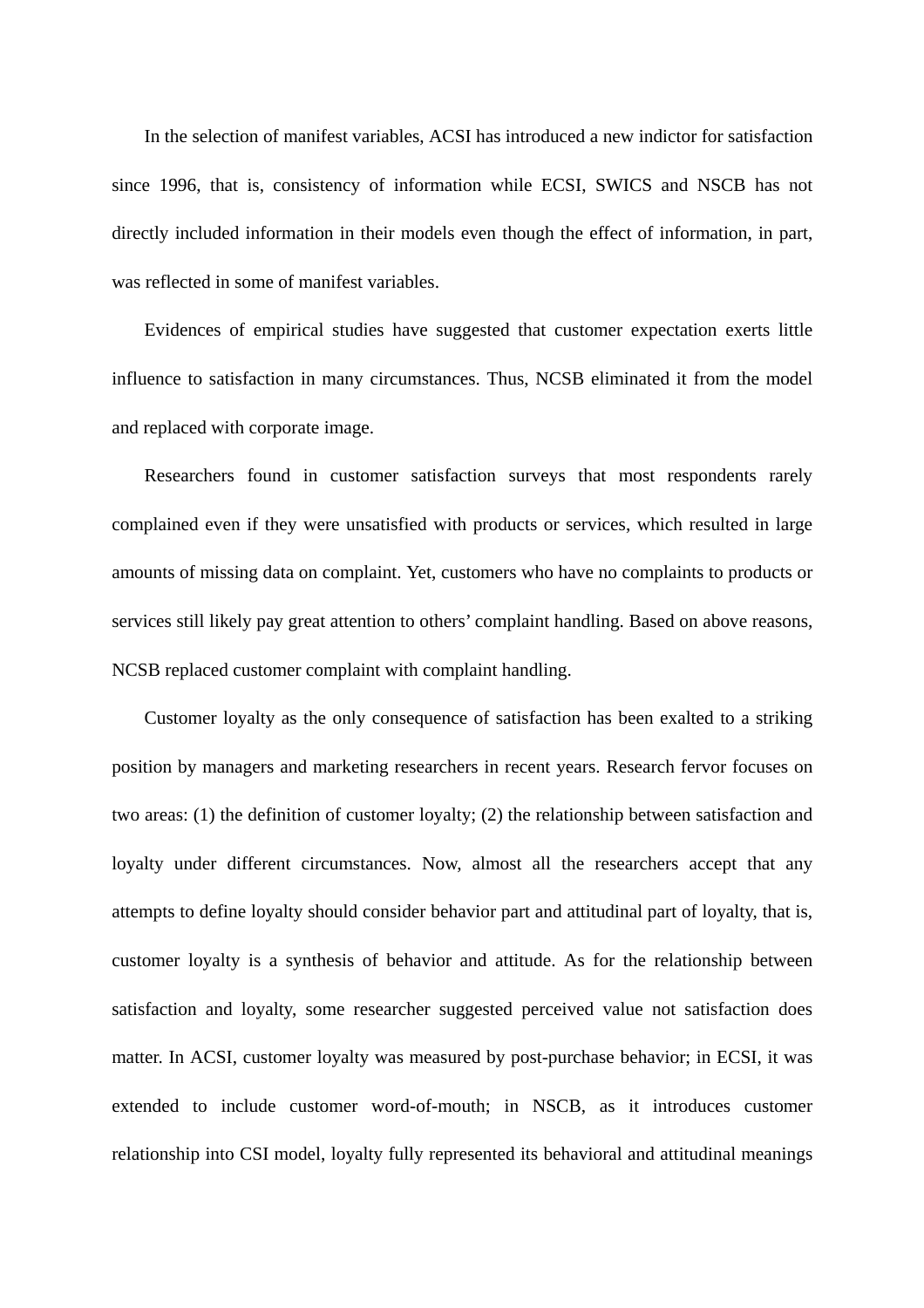In the selection of manifest variables, ACSI has introduced a new indictor for satisfaction since 1996, that is, consistency of information while ECSI, SWICS and NSCB has not directly included information in their models even though the effect of information, in part, was reflected in some of manifest variables.

Evidences of empirical studies have suggested that customer expectation exerts little influence to satisfaction in many circumstances. Thus, NCSB eliminated it from the model and replaced with corporate image.

Researchers found in customer satisfaction surveys that most respondents rarely complained even if they were unsatisfied with products or services, which resulted in large amounts of missing data on complaint. Yet, customers who have no complaints to products or services still likely pay great attention to others' complaint handling. Based on above reasons, NCSB replaced customer complaint with complaint handling.

Customer loyalty as the only consequence of satisfaction has been exalted to a striking position by managers and marketing researchers in recent years. Research fervor focuses on two areas: (1) the definition of customer loyalty; (2) the relationship between satisfaction and loyalty under different circumstances. Now, almost all the researchers accept that any attempts to define loyalty should consider behavior part and attitudinal part of loyalty, that is, customer loyalty is a synthesis of behavior and attitude. As for the relationship between satisfaction and loyalty, some researcher suggested perceived value not satisfaction does matter. In ACSI, customer loyalty was measured by post-purchase behavior; in ECSI, it was extended to include customer word-of-mouth; in NSCB, as it introduces customer relationship into CSI model, loyalty fully represented its behavioral and attitudinal meanings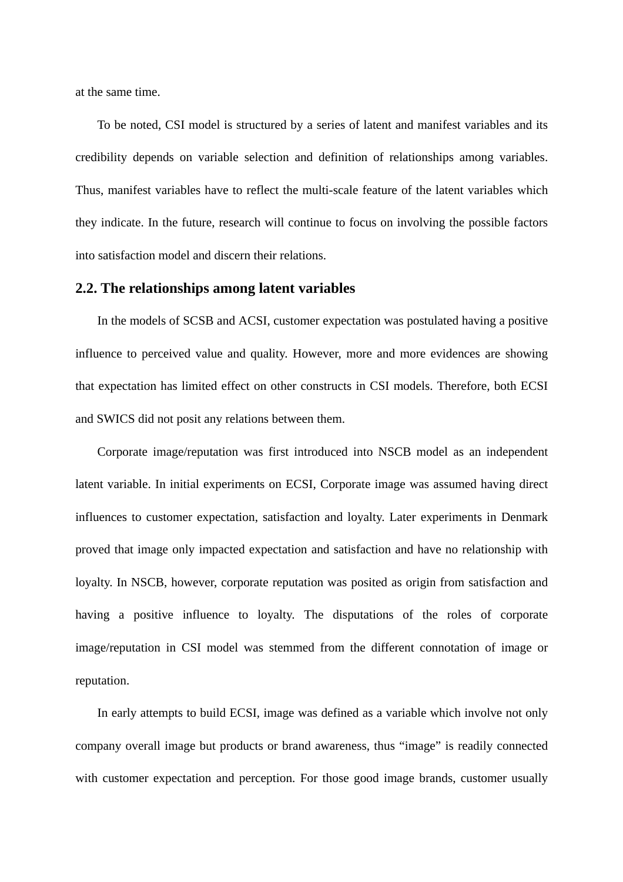at the same time.

To be noted, CSI model is structured by a series of latent and manifest variables and its credibility depends on variable selection and definition of relationships among variables. Thus, manifest variables have to reflect the multi-scale feature of the latent variables which they indicate. In the future, research will continue to focus on involving the possible factors into satisfaction model and discern their relations.

## 2.2. The relationships among latent variables

In the models of SCSB and ACSI, customer expectation was postulated having a positive influence to perceived value and quality. However, more and more evidences are showing that expectation has limited effect on other constructs in CSI models. Therefore, both ECSI and SWICS did not posit any relations between them.

Corporate image/reputation was first introduced into NSCB model as an independent latent variable. In initial experiments on ECSI, Corporate image was assumed having direct influences to customer expectation, satisfaction and loyalty. Later experiments in Denmark proved that image only impacted expectation and satisfaction and have no relationship with loyalty. In NSCB, however, corporate reputation was posited as origin from satisfaction and having a positive influence to loyalty. The disputations of the roles of corporate image/reputation in CSI model was stemmed from the different connotation of image or reputation.

In early attempts to build ECSI, image was defined as a variable which involve not only company overall image but products or brand awareness, thus "image" is readily connected with customer expectation and perception. For those good image brands, customer usually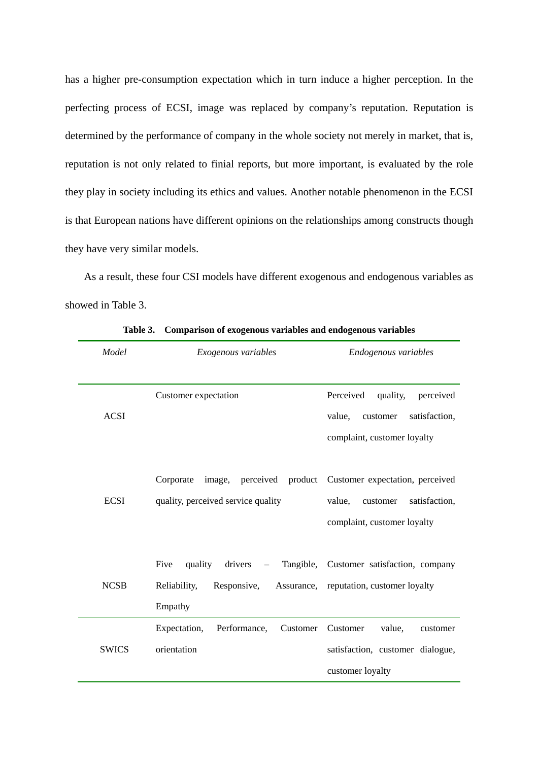has a higher pre-consumption expectation which in turn induce a higher perception. In the perfecting process of ECSI, image was replaced by company's reputation. Reputation is determined by the performance of company in the whole society not merely in market, that is, reputation is not only related to finial reports, but more important, is evaluated by the role they play in society including its ethics and values. Another notable phenomenon in the ECSI is that European nations have different opinions on the relationships among constructs though they have very similar models.

As a result, these four CSI models have different exogenous and endogenous variables as showed in Table 3.

**Table 3. Comparison of exogenous variables and endogenous variables**

| *Model* | *Exogenous variables* | *Endogenous variables* |
|---|---|---|
| ACSI | Customer expectation | Perceived quality, perceived value, customer satisfaction, complaint, customer loyalty |
| ECSI | Corporate image, perceived product quality, perceived service quality | Customer expectation, perceived value, customer satisfaction, complaint, customer loyalty |
| NCSB | Five quality drivers – Tangible, Reliability, Responsive, Assurance, Empathy | Customer satisfaction, company reputation, customer loyalty |
| SWICS | Expectation, Performance, Customer orientation | Customer value, customer satisfaction, customer dialogue, customer loyalty |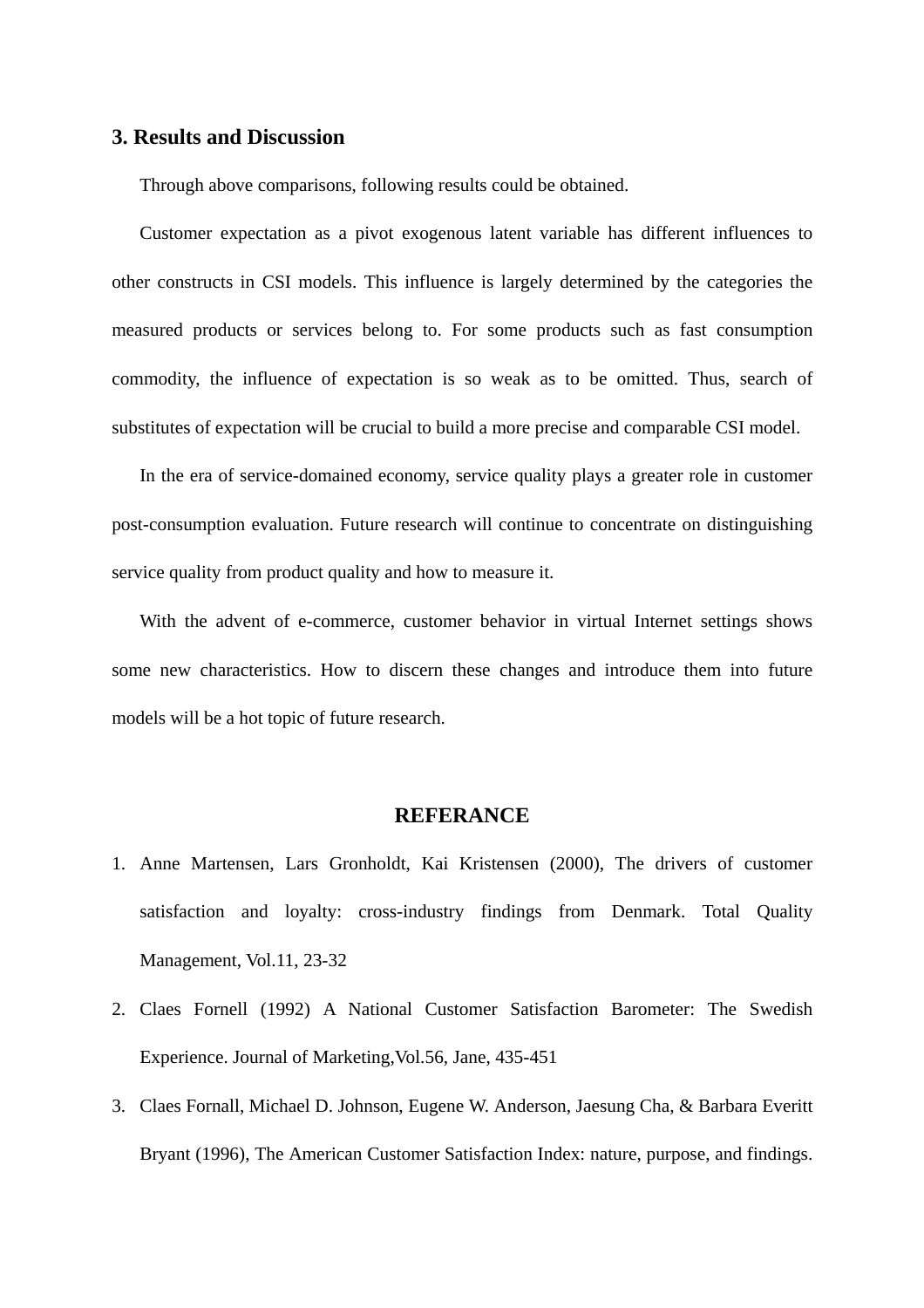## 3. Results and Discussion

Through above comparisons, following results could be obtained.

Customer expectation as a pivot exogenous latent variable has different influences to other constructs in CSI models. This influence is largely determined by the categories the measured products or services belong to. For some products such as fast consumption commodity, the influence of expectation is so weak as to be omitted. Thus, search of substitutes of expectation will be crucial to build a more precise and comparable CSI model.

In the era of service-domained economy, service quality plays a greater role in customer post-consumption evaluation. Future research will continue to concentrate on distinguishing service quality from product quality and how to measure it.

With the advent of e-commerce, customer behavior in virtual Internet settings shows some new characteristics. How to discern these changes and introduce them into future models will be a hot topic of future research.

## REFERANCE

1. Anne Martensen, Lars Gronholdt, Kai Kristensen (2000), The drivers of customer satisfaction and loyalty: cross-industry findings from Denmark. Total Quality Management, Vol.11, 23-32
2. Claes Fornell (1992) A National Customer Satisfaction Barometer: The Swedish Experience. Journal of Marketing,Vol.56, Jane, 435-451
3. Claes Fornall, Michael D. Johnson, Eugene W. Anderson, Jaesung Cha, & Barbara Everitt Bryant (1996), The American Customer Satisfaction Index: nature, purpose, and findings.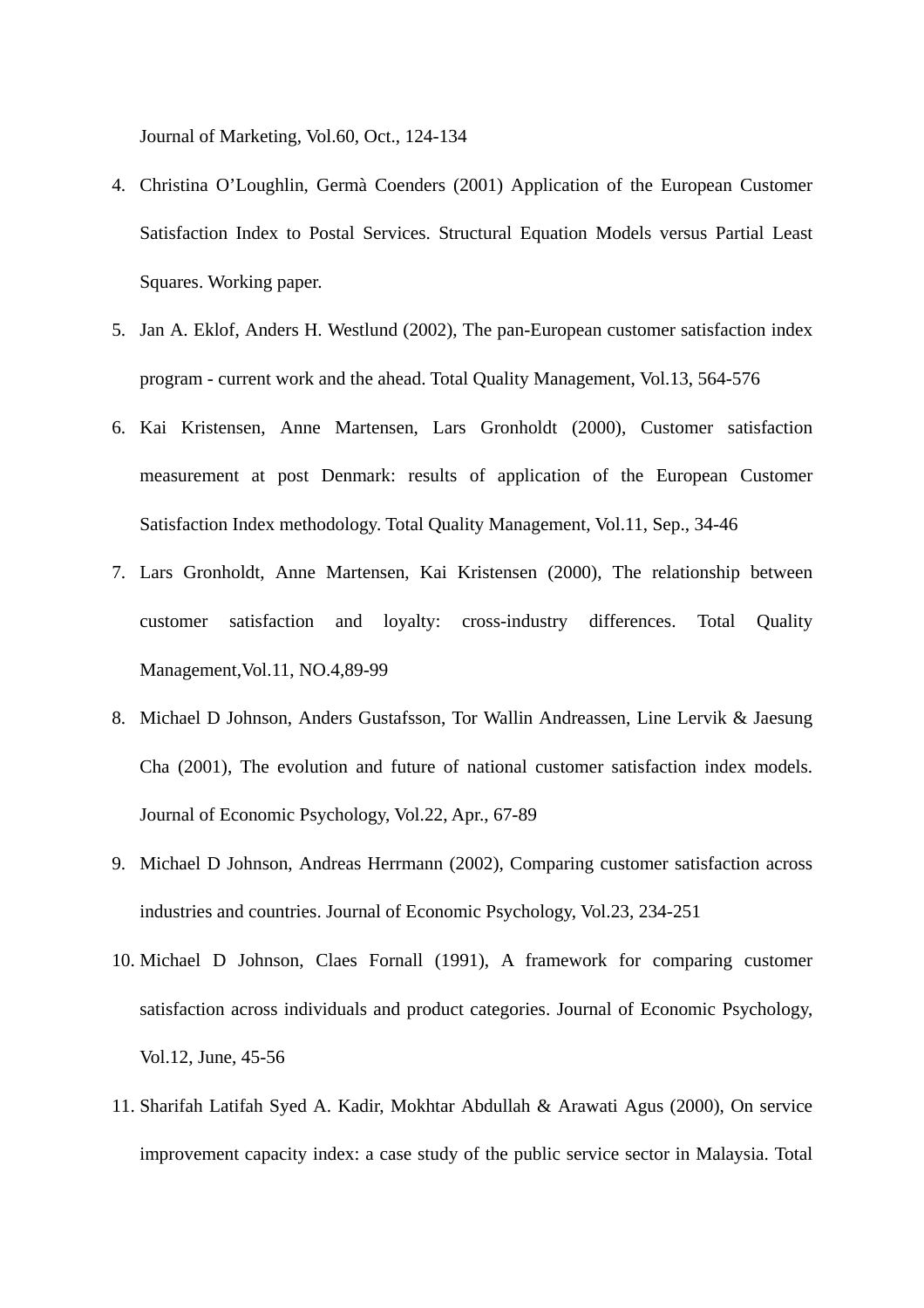Journal of Marketing, Vol.60, Oct., 124-134

4. Christina O'Loughlin, Germà Coenders (2001) Application of the European Customer Satisfaction Index to Postal Services. Structural Equation Models versus Partial Least Squares. Working paper.
5. Jan A. Eklof, Anders H. Westlund (2002), The pan-European customer satisfaction index program - current work and the ahead. Total Quality Management, Vol.13, 564-576
6. Kai Kristensen, Anne Martensen, Lars Gronholdt (2000), Customer satisfaction measurement at post Denmark: results of application of the European Customer Satisfaction Index methodology. Total Quality Management, Vol.11, Sep., 34-46
7. Lars Gronholdt, Anne Martensen, Kai Kristensen (2000), The relationship between customer satisfaction and loyalty: cross-industry differences. Total Quality Management,Vol.11, NO.4,89-99
8. Michael D Johnson, Anders Gustafsson, Tor Wallin Andreassen, Line Lervik & Jaesung Cha (2001), The evolution and future of national customer satisfaction index models. Journal of Economic Psychology, Vol.22, Apr., 67-89
9. Michael D Johnson, Andreas Herrmann (2002), Comparing customer satisfaction across industries and countries. Journal of Economic Psychology, Vol.23, 234-251
10. Michael D Johnson, Claes Fornall (1991), A framework for comparing customer satisfaction across individuals and product categories. Journal of Economic Psychology, Vol.12, June, 45-56
11. Sharifah Latifah Syed A. Kadir, Mokhtar Abdullah & Arawati Agus (2000), On service improvement capacity index: a case study of the public service sector in Malaysia. Total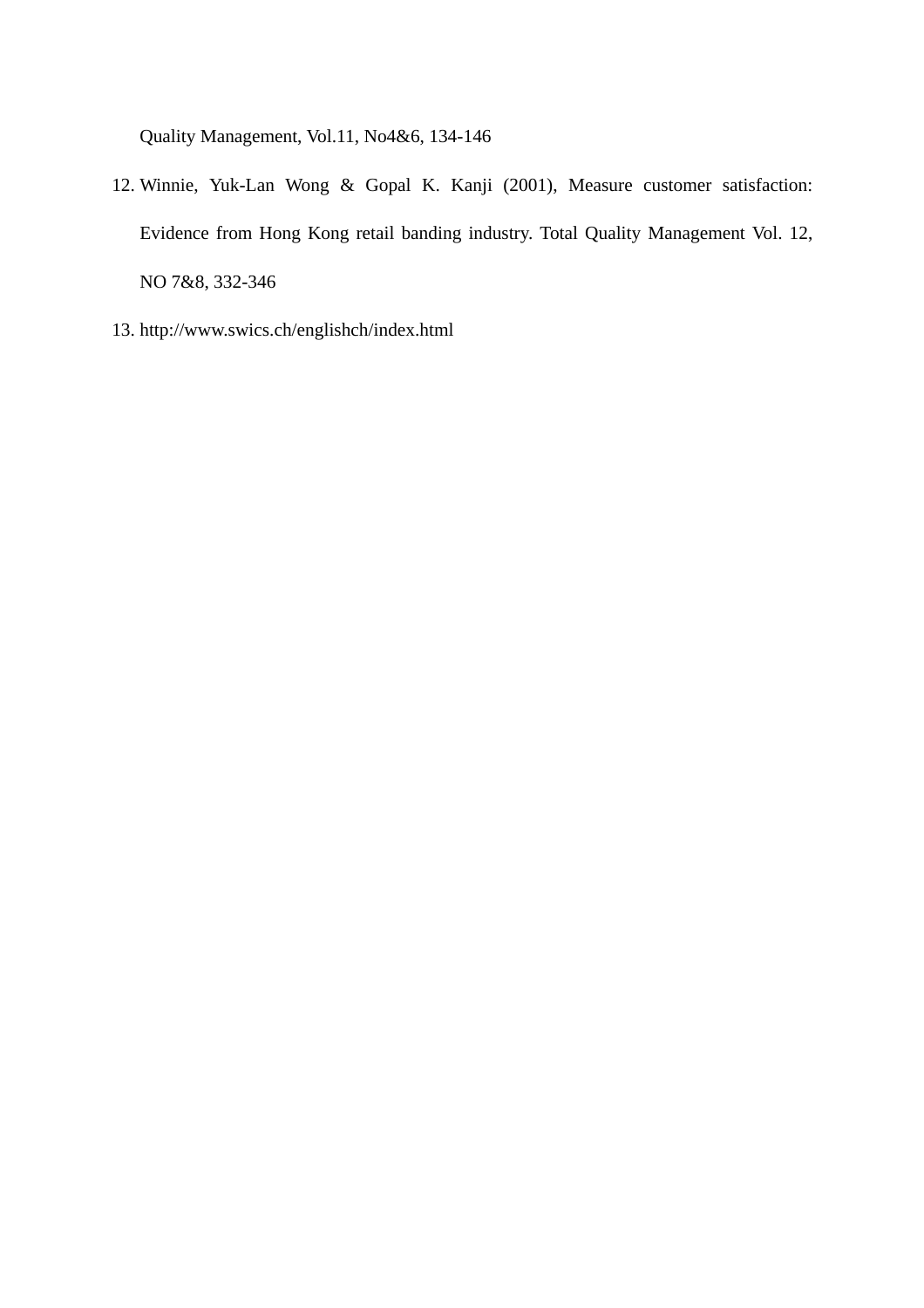Quality Management, Vol.11, No4&6, 134-146

12. Winnie, Yuk-Lan Wong & Gopal K. Kanji (2001), Measure customer satisfaction: Evidence from Hong Kong retail banding industry. Total Quality Management Vol. 12, NO 7&8, 332-346
13. http://www.swics.ch/englishch/index.html